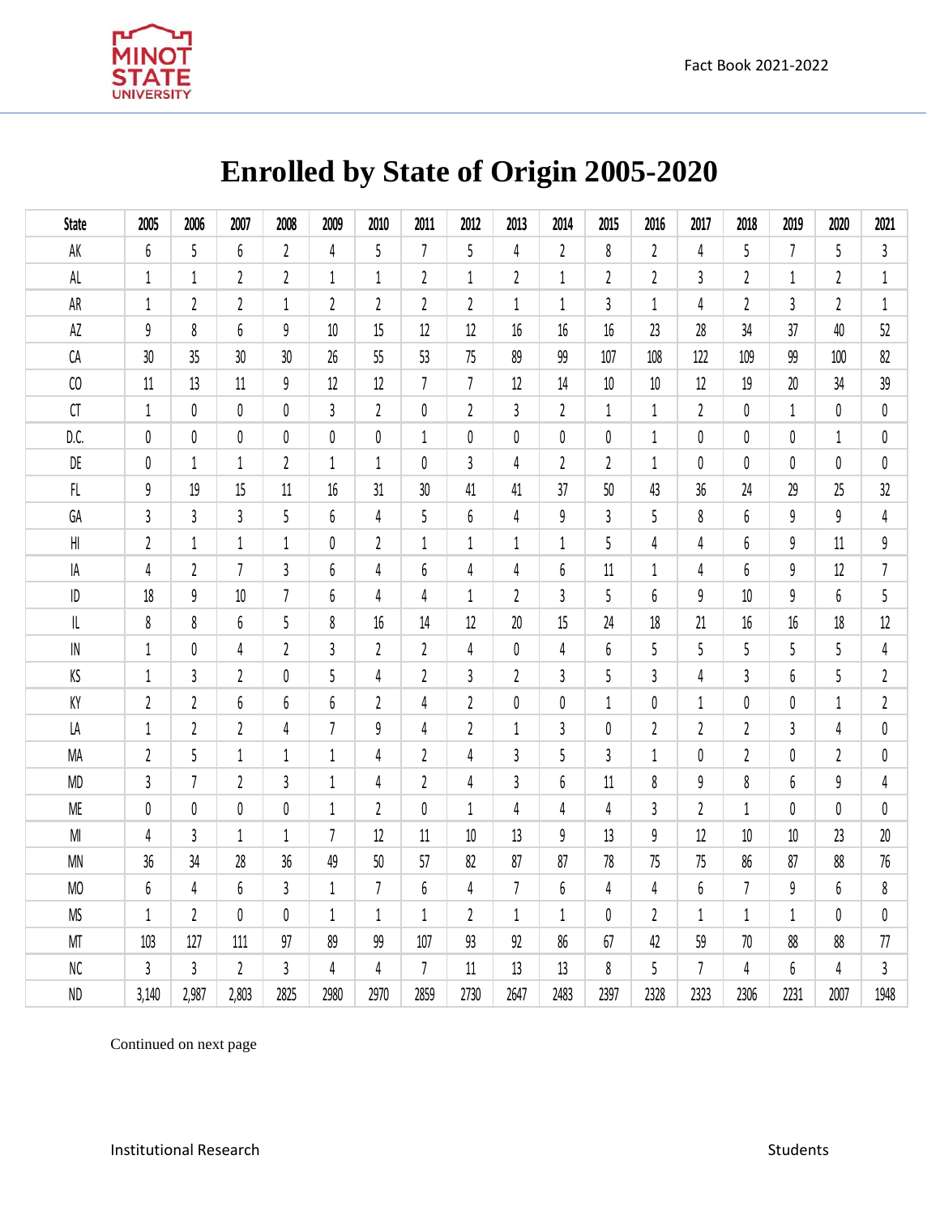# Enrolled by State of Origin 2005-2020

| State | 2005 | 2006 | 2007 | 2008 | 2009 | 2010 | 2011 | 2012 | 2013 | 2014 | 2015 | 2016 | 2017 | 2018 | 2019 | 2020 | 2021 |
|---|---|---|---|---|---|---|---|---|---|---|---|---|---|---|---|---|---|
| AK | 6 | 5 | 6 | 2 | 4 | 5 | 7 | 5 | 4 | 2 | 8 | 2 | 4 | 5 | 7 | 5 | 3 |
| AL | 1 | 1 | 2 | 2 | 1 | 1 | 2 | 1 | 2 | 1 | 2 | 2 | 3 | 2 | 1 | 2 | 1 |
| AR | 1 | 2 | 2 | 1 | 2 | 2 | 2 | 2 | 1 | 1 | 3 | 1 | 4 | 2 | 3 | 2 | 1 |
| AZ | 9 | 8 | 6 | 9 | 10 | 15 | 12 | 12 | 16 | 16 | 16 | 23 | 28 | 34 | 37 | 40 | 52 |
| CA | 30 | 35 | 30 | 30 | 26 | 55 | 53 | 75 | 89 | 99 | 107 | 108 | 122 | 109 | 99 | 100 | 82 |
| CO | 11 | 13 | 11 | 9 | 12 | 12 | 7 | 7 | 12 | 14 | 10 | 10 | 12 | 19 | 20 | 34 | 39 |
| CT | 1 | 0 | 0 | 0 | 3 | 2 | 0 | 2 | 3 | 2 | 1 | 1 | 2 | 0 | 1 | 0 | 0 |
| D.C. | 0 | 0 | 0 | 0 | 0 | 0 | 1 | 0 | 0 | 0 | 0 | 1 | 0 | 0 | 0 | 1 | 0 |
| DE | 0 | 1 | 1 | 2 | 1 | 1 | 0 | 3 | 4 | 2 | 2 | 1 | 0 | 0 | 0 | 0 | 0 |
| FL | 9 | 19 | 15 | 11 | 16 | 31 | 30 | 41 | 41 | 37 | 50 | 43 | 36 | 24 | 29 | 25 | 32 |
| GA | 3 | 3 | 3 | 5 | 6 | 4 | 5 | 6 | 4 | 9 | 3 | 5 | 8 | 6 | 9 | 9 | 4 |
| HI | 2 | 1 | 1 | 1 | 0 | 2 | 1 | 1 | 1 | 1 | 5 | 4 | 4 | 6 | 9 | 11 | 9 |
| IA | 4 | 2 | 7 | 3 | 6 | 4 | 6 | 4 | 4 | 6 | 11 | 1 | 4 | 6 | 9 | 12 | 7 |
| ID | 18 | 9 | 10 | 7 | 6 | 4 | 4 | 1 | 2 | 3 | 5 | 6 | 9 | 10 | 9 | 6 | 5 |
| IL | 8 | 8 | 6 | 5 | 8 | 16 | 14 | 12 | 20 | 15 | 24 | 18 | 21 | 16 | 16 | 18 | 12 |
| IN | 1 | 0 | 4 | 2 | 3 | 2 | 2 | 4 | 0 | 4 | 6 | 5 | 5 | 5 | 5 | 5 | 4 |
| KS | 1 | 3 | 2 | 0 | 5 | 4 | 2 | 3 | 2 | 3 | 5 | 3 | 4 | 3 | 6 | 5 | 2 |
| KY | 2 | 2 | 6 | 6 | 6 | 2 | 4 | 2 | 0 | 0 | 1 | 0 | 1 | 0 | 0 | 1 | 2 |
| LA | 1 | 2 | 2 | 4 | 7 | 9 | 4 | 2 | 1 | 3 | 0 | 2 | 2 | 2 | 3 | 4 | 0 |
| MA | 2 | 5 | 1 | 1 | 1 | 4 | 2 | 4 | 3 | 5 | 3 | 1 | 0 | 2 | 0 | 2 | 0 |
| MD | 3 | 7 | 2 | 3 | 1 | 4 | 2 | 4 | 3 | 6 | 11 | 8 | 9 | 8 | 6 | 9 | 4 |
| ME | 0 | 0 | 0 | 0 | 1 | 2 | 0 | 1 | 4 | 4 | 4 | 3 | 2 | 1 | 0 | 0 | 0 |
| MI | 4 | 3 | 1 | 1 | 7 | 12 | 11 | 10 | 13 | 9 | 13 | 9 | 12 | 10 | 10 | 23 | 20 |
| MN | 36 | 34 | 28 | 36 | 49 | 50 | 57 | 82 | 87 | 87 | 78 | 75 | 75 | 86 | 87 | 88 | 76 |
| MO | 6 | 4 | 6 | 3 | 1 | 7 | 6 | 4 | 7 | 6 | 4 | 4 | 6 | 7 | 9 | 6 | 8 |
| MS | 1 | 2 | 0 | 0 | 1 | 1 | 1 | 2 | 1 | 1 | 0 | 2 | 1 | 1 | 1 | 0 | 0 |
| MT | 103 | 127 | 111 | 97 | 89 | 99 | 107 | 93 | 92 | 86 | 67 | 42 | 59 | 70 | 88 | 88 | 77 |
| NC | 3 | 3 | 2 | 3 | 4 | 4 | 7 | 11 | 13 | 13 | 8 | 5 | 7 | 4 | 6 | 4 | 3 |
| ND | 3,140 | 2,987 | 2,803 | 2825 | 2980 | 2970 | 2859 | 2730 | 2647 | 2483 | 2397 | 2328 | 2323 | 2306 | 2231 | 2007 | 1948 |

Continued on next page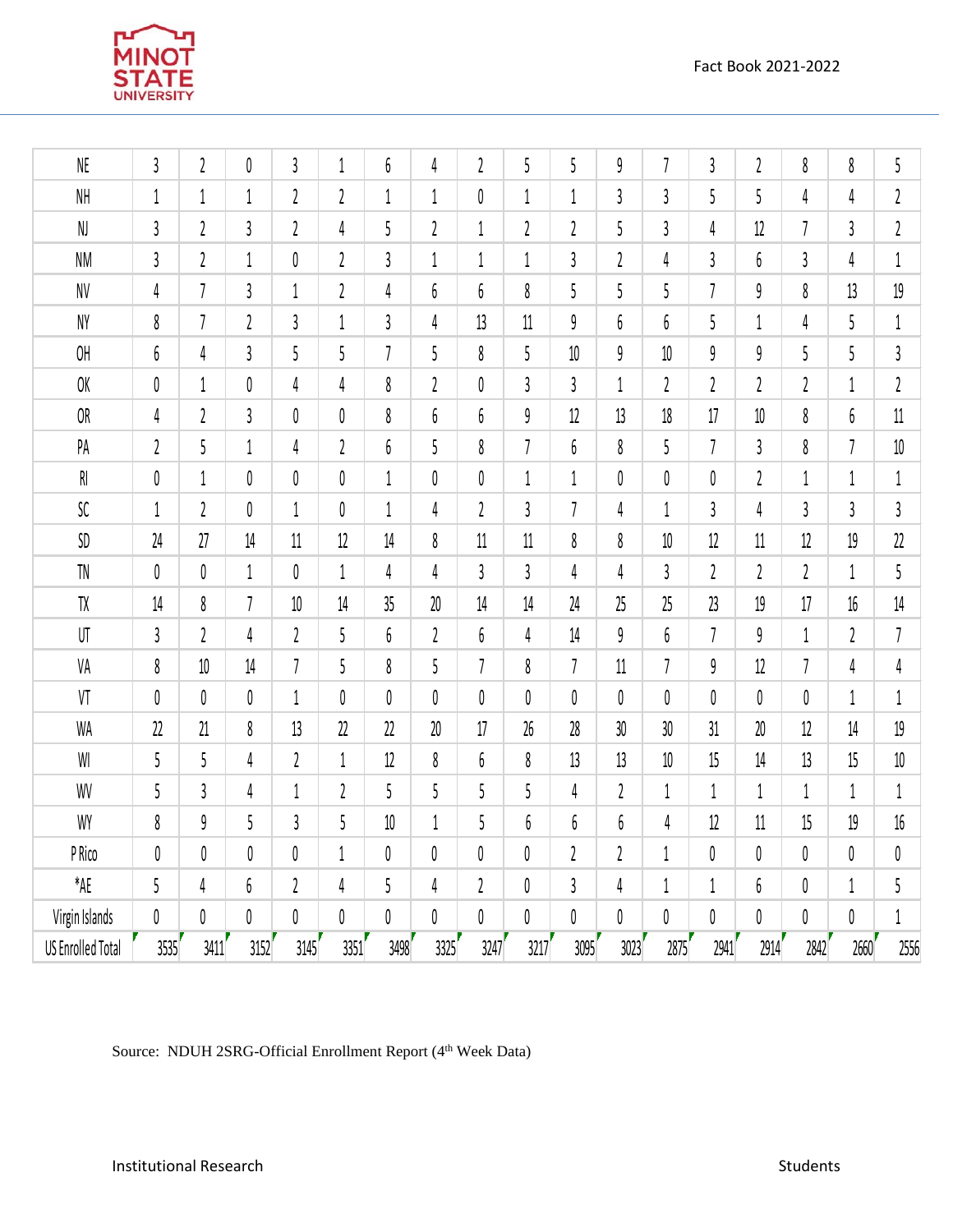| NE | 3 | 2 | 0 | 3 | 1 | 6 | 4 | 2 | 5 | 5 | 9 | 7 | 3 | 2 | 8 | 8 | 5 |
|---|---|---|---|---|---|---|---|---|---|---|---|---|---|---|---|---|---|
| NH | 1 | 1 | 1 | 2 | 2 | 1 | 1 | 0 | 1 | 1 | 3 | 3 | 5 | 5 | 4 | 4 | 2 |
| NJ | 3 | 2 | 3 | 2 | 4 | 5 | 2 | 1 | 2 | 2 | 5 | 3 | 4 | 12 | 7 | 3 | 2 |
| NM | 3 | 2 | 1 | 0 | 2 | 3 | 1 | 1 | 1 | 3 | 2 | 4 | 3 | 6 | 3 | 4 | 1 |
| NV | 4 | 7 | 3 | 1 | 2 | 4 | 6 | 6 | 8 | 5 | 5 | 5 | 7 | 9 | 8 | 13 | 19 |
| NY | 8 | 7 | 2 | 3 | 1 | 3 | 4 | 13 | 11 | 9 | 6 | 6 | 5 | 1 | 4 | 5 | 1 |
| OH | 6 | 4 | 3 | 5 | 5 | 7 | 5 | 8 | 5 | 10 | 9 | 10 | 9 | 9 | 5 | 5 | 3 |
| OK | 0 | 1 | 0 | 4 | 4 | 8 | 2 | 0 | 3 | 3 | 1 | 2 | 2 | 2 | 2 | 1 | 2 |
| OR | 4 | 2 | 3 | 0 | 0 | 8 | 6 | 6 | 9 | 12 | 13 | 18 | 17 | 10 | 8 | 6 | 11 |
| PA | 2 | 5 | 1 | 4 | 2 | 6 | 5 | 8 | 7 | 6 | 8 | 5 | 7 | 3 | 8 | 7 | 10 |
| RI | 0 | 1 | 0 | 0 | 0 | 1 | 0 | 0 | 1 | 1 | 0 | 0 | 0 | 2 | 1 | 1 | 1 |
| SC | 1 | 2 | 0 | 1 | 0 | 1 | 4 | 2 | 3 | 7 | 4 | 1 | 3 | 4 | 3 | 3 | 3 |
| SD | 24 | 27 | 14 | 11 | 12 | 14 | 8 | 11 | 11 | 8 | 8 | 10 | 12 | 11 | 12 | 19 | 22 |
| TN | 0 | 0 | 1 | 0 | 1 | 4 | 4 | 3 | 3 | 4 | 4 | 3 | 2 | 2 | 2 | 1 | 5 |
| TX | 14 | 8 | 7 | 10 | 14 | 35 | 20 | 14 | 14 | 24 | 25 | 25 | 23 | 19 | 17 | 16 | 14 |
| UT | 3 | 2 | 4 | 2 | 5 | 6 | 2 | 6 | 4 | 14 | 9 | 6 | 7 | 9 | 1 | 2 | 7 |
| VA | 8 | 10 | 14 | 7 | 5 | 8 | 5 | 7 | 8 | 7 | 11 | 7 | 9 | 12 | 7 | 4 | 4 |
| VT | 0 | 0 | 0 | 1 | 0 | 0 | 0 | 0 | 0 | 0 | 0 | 0 | 0 | 0 | 0 | 1 | 1 |
| WA | 22 | 21 | 8 | 13 | 22 | 22 | 20 | 17 | 26 | 28 | 30 | 30 | 31 | 20 | 12 | 14 | 19 |
| WI | 5 | 5 | 4 | 2 | 1 | 12 | 8 | 6 | 8 | 13 | 13 | 10 | 15 | 14 | 13 | 15 | 10 |
| WV | 5 | 3 | 4 | 1 | 2 | 5 | 5 | 5 | 5 | 4 | 2 | 1 | 1 | 1 | 1 | 1 | 1 |
| WY | 8 | 9 | 5 | 3 | 5 | 10 | 1 | 5 | 6 | 6 | 6 | 4 | 12 | 11 | 15 | 19 | 16 |
| P Rico | 0 | 0 | 0 | 0 | 1 | 0 | 0 | 0 | 0 | 2 | 2 | 1 | 0 | 0 | 0 | 0 | 0 |
| *AE | 5 | 4 | 6 | 2 | 4 | 5 | 4 | 2 | 0 | 3 | 4 | 1 | 1 | 6 | 0 | 1 | 5 |
| Virgin Islands | 0 | 0 | 0 | 0 | 0 | 0 | 0 | 0 | 0 | 0 | 0 | 0 | 0 | 0 | 0 | 0 | 1 |
| US Enrolled Total | 3535 | 3411 | 3152 | 3145 | 3351 | 3498 | 3325 | 3247 | 3217 | 3095 | 3023 | 2875 | 2941 | 2914 | 2842 | 2660 | 2556 |

Source: NDUH 2SRG-Official Enrollment Report (4th Week Data)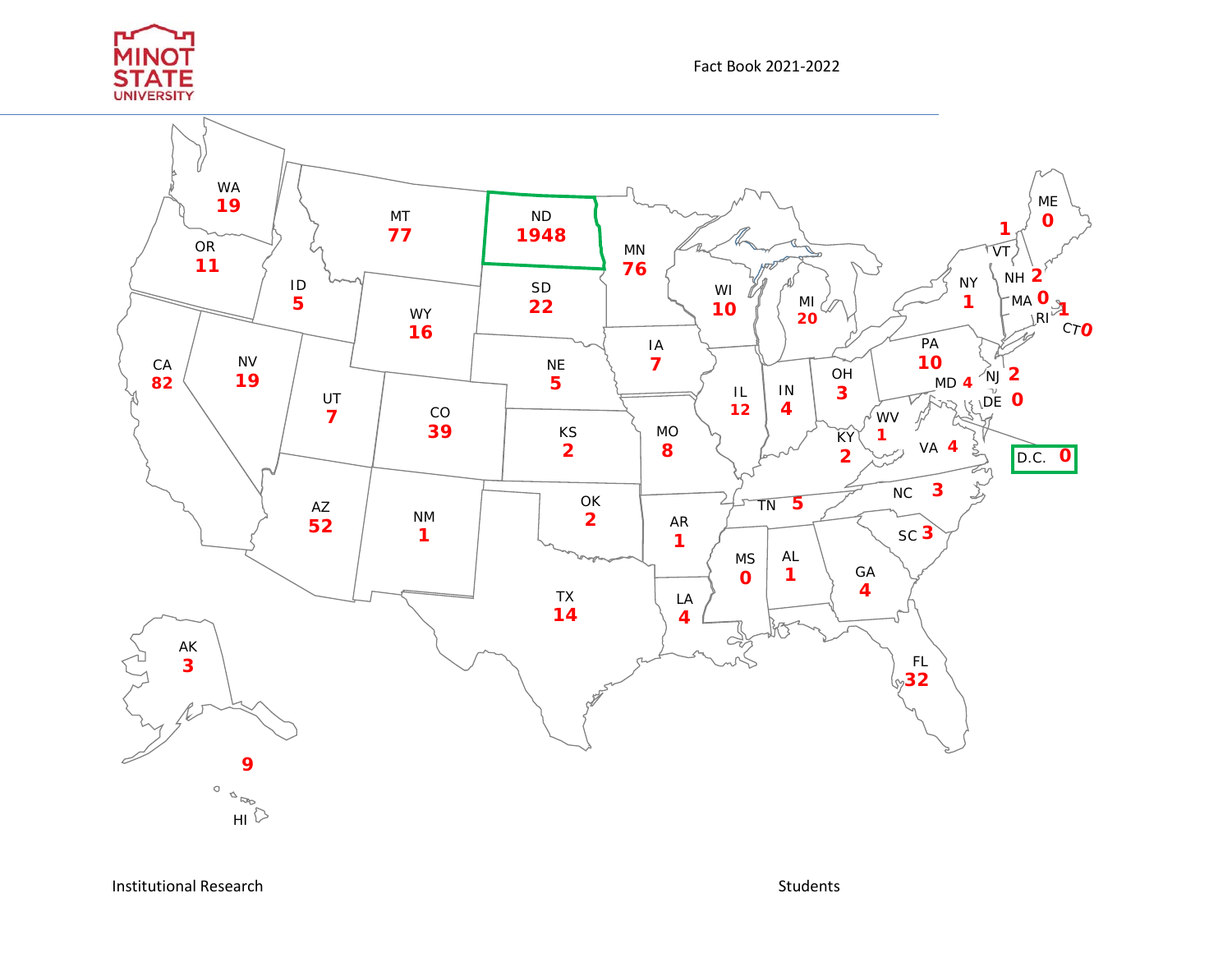WA
19

OR
11

CA
82

NV
19

ID
5

MT
77

WY
16

UT
7

AZ
52

CO
39

NM
1

ND
1948

SD
22

NE
5

KS
2

OK
2

TX
14

MN
76

IA
7

MO
8

AR
1

LA
4

WI
10

IL
12

MS
0

MI
20

IN
4

TN 5

AL
1

OH
3

KY
2

GA
4

FL
32

WV
1

VA 4

NC 3

SC 3

PA
10

MD 4

NY
1

NJ 2

DE 0

D.C. 0

ME
0

VT 1

NH 2

MA 0

RI 1

CT 0

AK
3

HI
9